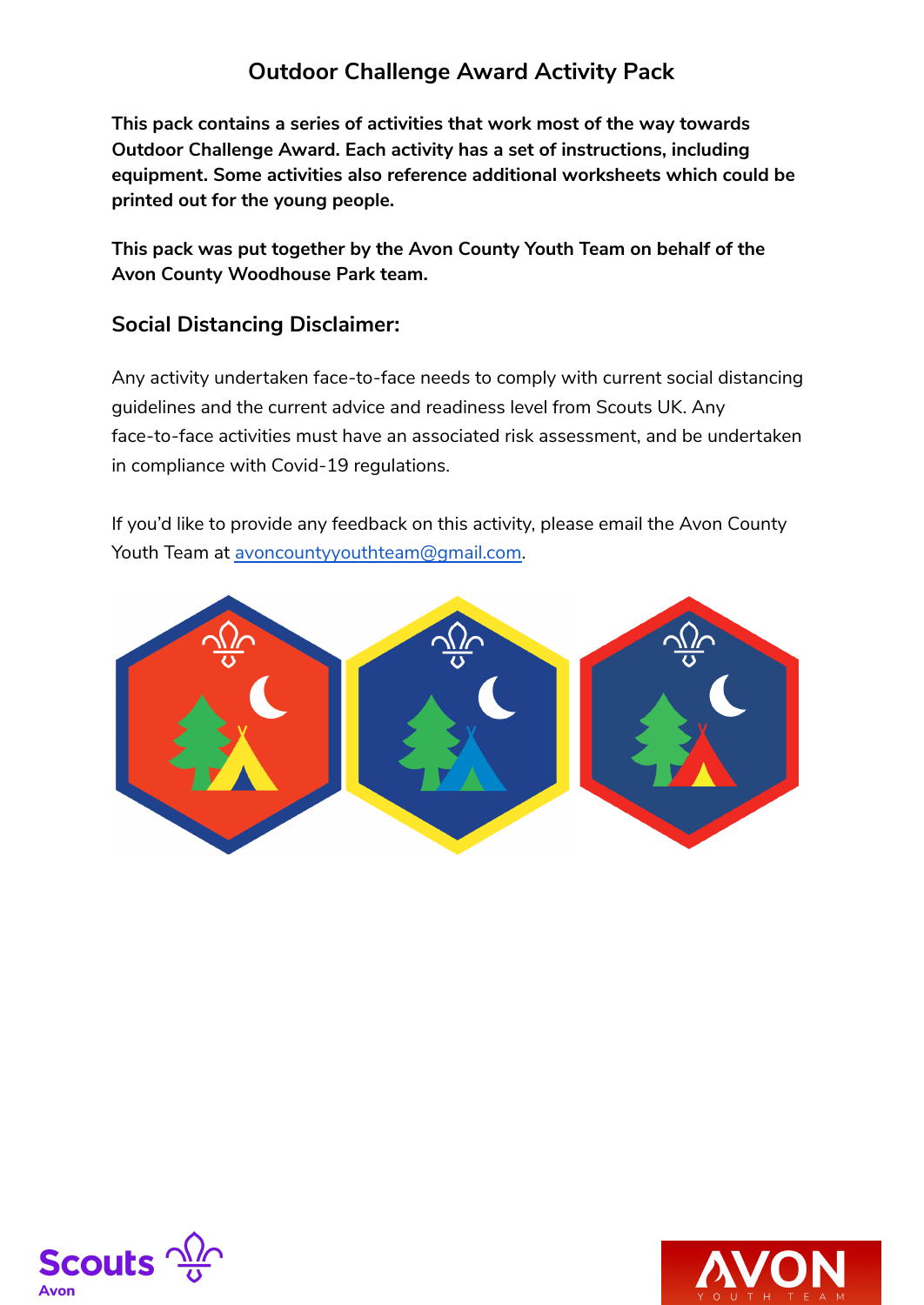# Outdoor Challenge Award Activity Pack

**This pack contains a series of activities that work most of the way towards Outdoor Challenge Award. Each activity has a set of instructions, including equipment. Some activities also reference additional worksheets which could be printed out for the young people.**

**This pack was put together by the Avon County Youth Team on behalf of the Avon County Woodhouse Park team.**

## Social Distancing Disclaimer:

Any activity undertaken face-to-face needs to comply with current social distancing guidelines and the current advice and readiness level from Scouts UK. Any face-to-face activities must have an associated risk assessment, and be undertaken in compliance with Covid-19 regulations.

If you'd like to provide any feedback on this activity, please email the Avon County Youth Team at avoncountyyouthteam@gmail.com.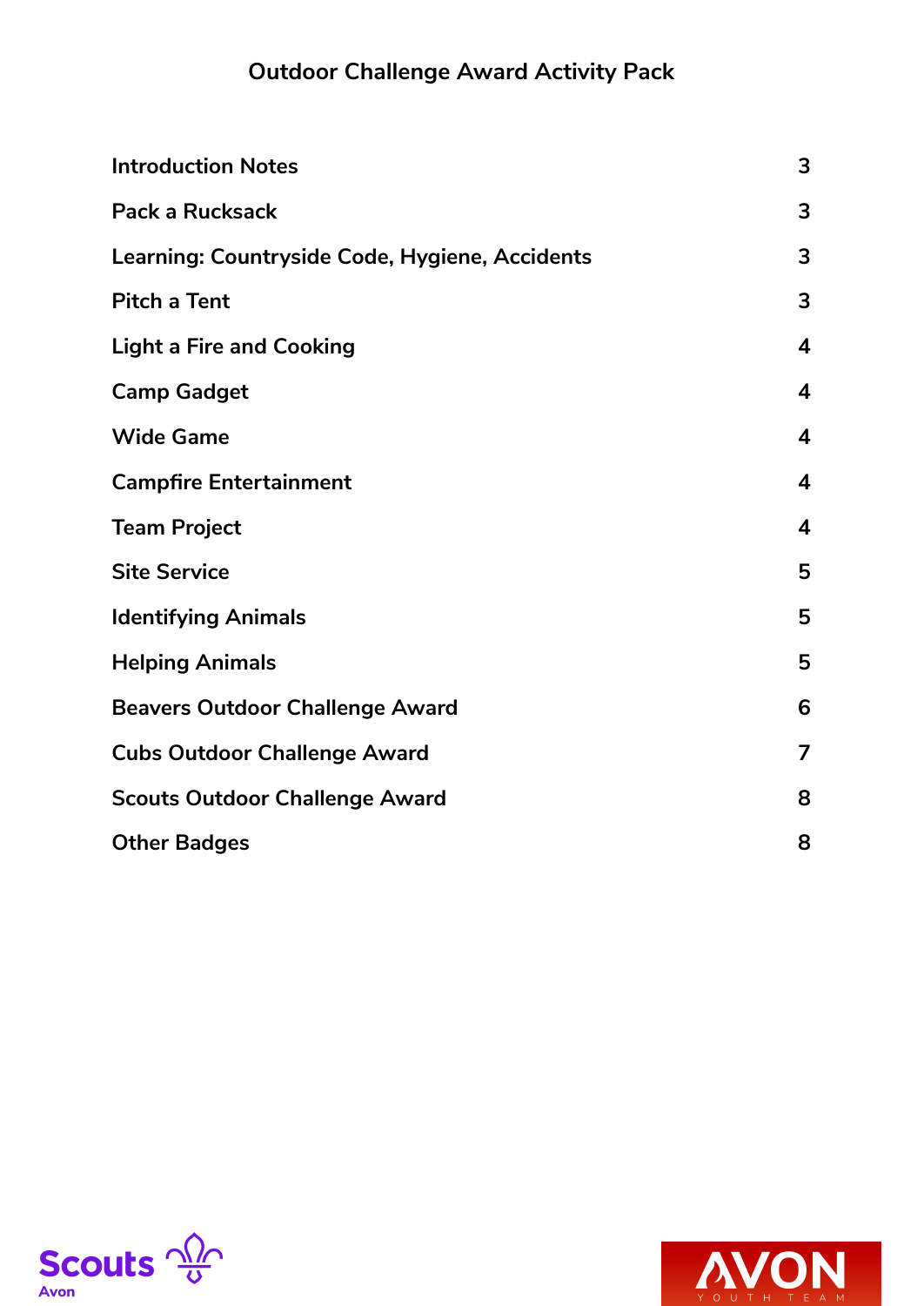# Outdoor Challenge Award Activity Pack

| | |
|---|---|
| **Introduction Notes** | **3** |
| **Pack a Rucksack** | **3** |
| **Learning: Countryside Code, Hygiene, Accidents** | **3** |
| **Pitch a Tent** | **3** |
| **Light a Fire and Cooking** | **4** |
| **Camp Gadget** | **4** |
| **Wide Game** | **4** |
| **Campfire Entertainment** | **4** |
| **Team Project** | **4** |
| **Site Service** | **5** |
| **Identifying Animals** | **5** |
| **Helping Animals** | **5** |
| **Beavers Outdoor Challenge Award** | **6** |
| **Cubs Outdoor Challenge Award** | **7** |
| **Scouts Outdoor Challenge Award** | **8** |
| **Other Badges** | **8** |

Scouts Avon

AVON YOUTH TEAM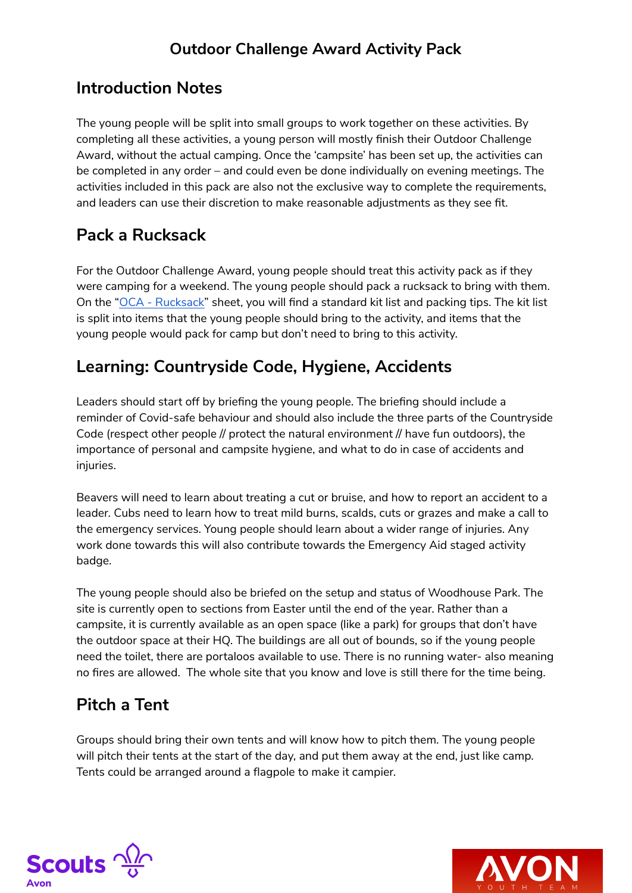# Outdoor Challenge Award Activity Pack

## Introduction Notes

The young people will be split into small groups to work together on these activities. By completing all these activities, a young person will mostly finish their Outdoor Challenge Award, without the actual camping. Once the 'campsite' has been set up, the activities can be completed in any order – and could even be done individually on evening meetings. The activities included in this pack are also not the exclusive way to complete the requirements, and leaders can use their discretion to make reasonable adjustments as they see fit.

## Pack a Rucksack

For the Outdoor Challenge Award, young people should treat this activity pack as if they were camping for a weekend. The young people should pack a rucksack to bring with them. On the "OCA - Rucksack" sheet, you will find a standard kit list and packing tips. The kit list is split into items that the young people should bring to the activity, and items that the young people would pack for camp but don't need to bring to this activity.

## Learning: Countryside Code, Hygiene, Accidents

Leaders should start off by briefing the young people. The briefing should include a reminder of Covid-safe behaviour and should also include the three parts of the Countryside Code (respect other people // protect the natural environment // have fun outdoors), the importance of personal and campsite hygiene, and what to do in case of accidents and injuries.

Beavers will need to learn about treating a cut or bruise, and how to report an accident to a leader. Cubs need to learn how to treat mild burns, scalds, cuts or grazes and make a call to the emergency services. Young people should learn about a wider range of injuries. Any work done towards this will also contribute towards the Emergency Aid staged activity badge.

The young people should also be briefed on the setup and status of Woodhouse Park. The site is currently open to sections from Easter until the end of the year. Rather than a campsite, it is currently available as an open space (like a park) for groups that don't have the outdoor space at their HQ. The buildings are all out of bounds, so if the young people need the toilet, there are portaloos available to use. There is no running water- also meaning no fires are allowed. The whole site that you know and love is still there for the time being.

## Pitch a Tent

Groups should bring their own tents and will know how to pitch them. The young people will pitch their tents at the start of the day, and put them away at the end, just like camp. Tents could be arranged around a flagpole to make it campier.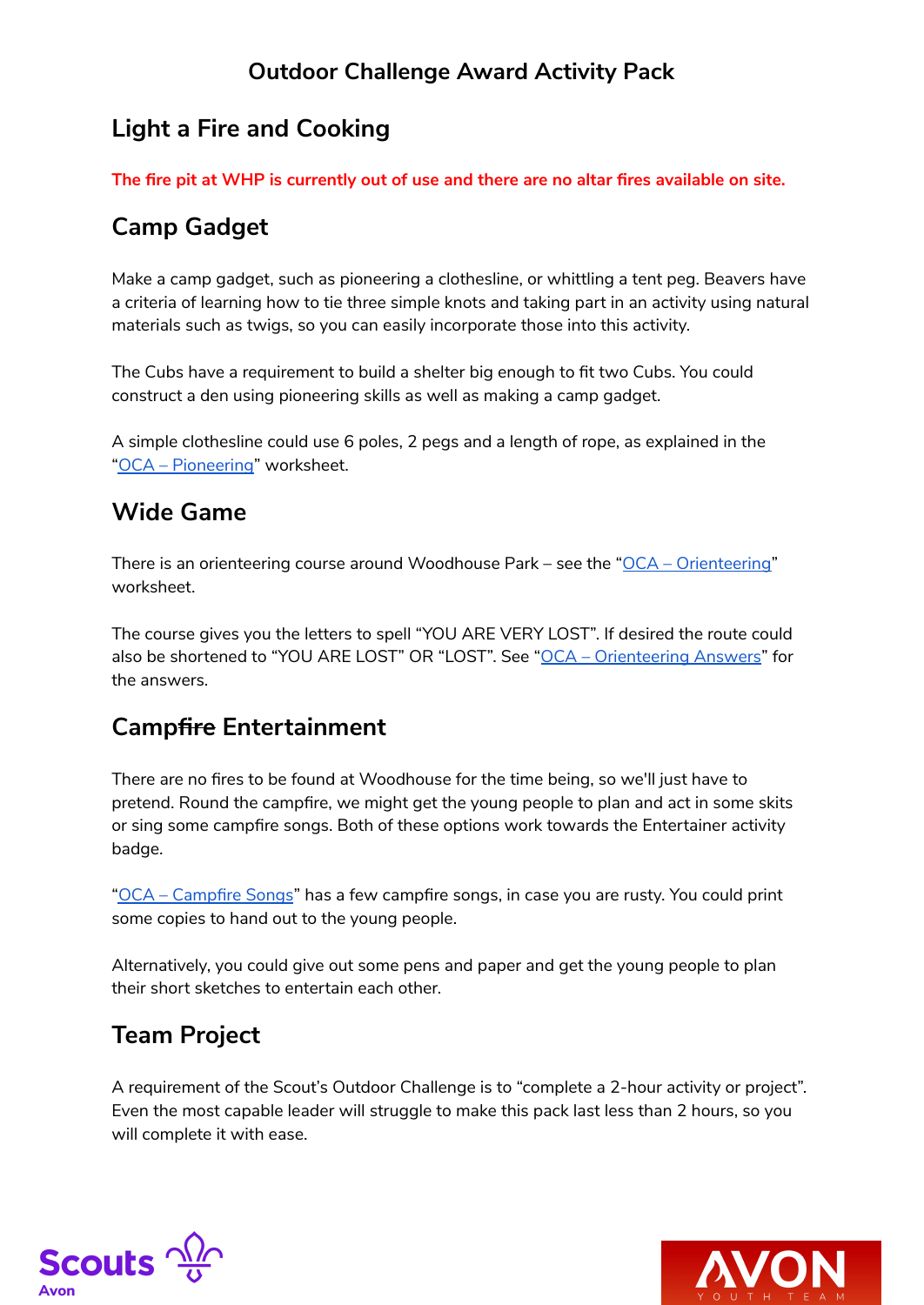# Outdoor Challenge Award Activity Pack

## Light a Fire and Cooking

**The fire pit at WHP is currently out of use and there are no altar fires available on site.**

## Camp Gadget

Make a camp gadget, such as pioneering a clothesline, or whittling a tent peg. Beavers have a criteria of learning how to tie three simple knots and taking part in an activity using natural materials such as twigs, so you can easily incorporate those into this activity.

The Cubs have a requirement to build a shelter big enough to fit two Cubs. You could construct a den using pioneering skills as well as making a camp gadget.

A simple clothesline could use 6 poles, 2 pegs and a length of rope, as explained in the "OCA – Pioneering" worksheet.

## Wide Game

There is an orienteering course around Woodhouse Park – see the "OCA – Orienteering" worksheet.

The course gives you the letters to spell "YOU ARE VERY LOST". If desired the route could also be shortened to "YOU ARE LOST" OR "LOST". See "OCA – Orienteering Answers" for the answers.

## Camp~~fire~~ Entertainment

There are no fires to be found at Woodhouse for the time being, so we'll just have to pretend. Round the campfire, we might get the young people to plan and act in some skits or sing some campfire songs. Both of these options work towards the Entertainer activity badge.

"OCA – Campfire Songs" has a few campfire songs, in case you are rusty. You could print some copies to hand out to the young people.

Alternatively, you could give out some pens and paper and get the young people to plan their short sketches to entertain each other.

## Team Project

A requirement of the Scout's Outdoor Challenge is to "complete a 2-hour activity or project". Even the most capable leader will struggle to make this pack last less than 2 hours, so you will complete it with ease.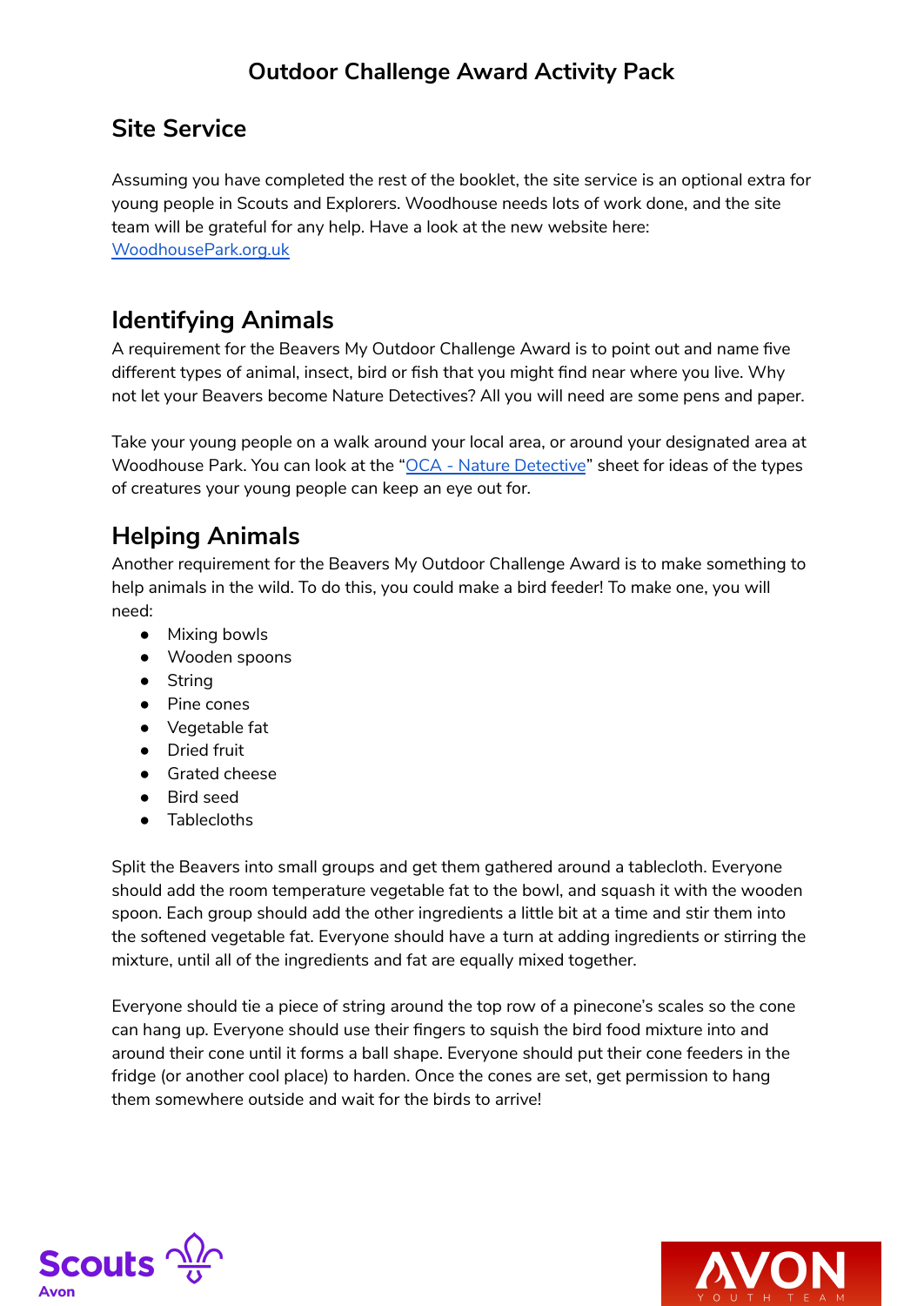## Site Service

Assuming you have completed the rest of the booklet, the site service is an optional extra for young people in Scouts and Explorers. Woodhouse needs lots of work done, and the site team will be grateful for any help. Have a look at the new website here: [WoodhousePark.org.uk](WoodhousePark.org.uk)

## Identifying Animals

A requirement for the Beavers My Outdoor Challenge Award is to point out and name five different types of animal, insect, bird or fish that you might find near where you live. Why not let your Beavers become Nature Detectives? All you will need are some pens and paper.

Take your young people on a walk around your local area, or around your designated area at Woodhouse Park. You can look at the "OCA - Nature Detective" sheet for ideas of the types of creatures your young people can keep an eye out for.

## Helping Animals

Another requirement for the Beavers My Outdoor Challenge Award is to make something to help animals in the wild. To do this, you could make a bird feeder! To make one, you will need:

- Mixing bowls
- Wooden spoons
- String
- Pine cones
- Vegetable fat
- Dried fruit
- Grated cheese
- Bird seed
- Tablecloths

Split the Beavers into small groups and get them gathered around a tablecloth. Everyone should add the room temperature vegetable fat to the bowl, and squash it with the wooden spoon. Each group should add the other ingredients a little bit at a time and stir them into the softened vegetable fat. Everyone should have a turn at adding ingredients or stirring the mixture, until all of the ingredients and fat are equally mixed together.

Everyone should tie a piece of string around the top row of a pinecone's scales so the cone can hang up. Everyone should use their fingers to squish the bird food mixture into and around their cone until it forms a ball shape. Everyone should put their cone feeders in the fridge (or another cool place) to harden. Once the cones are set, get permission to hang them somewhere outside and wait for the birds to arrive!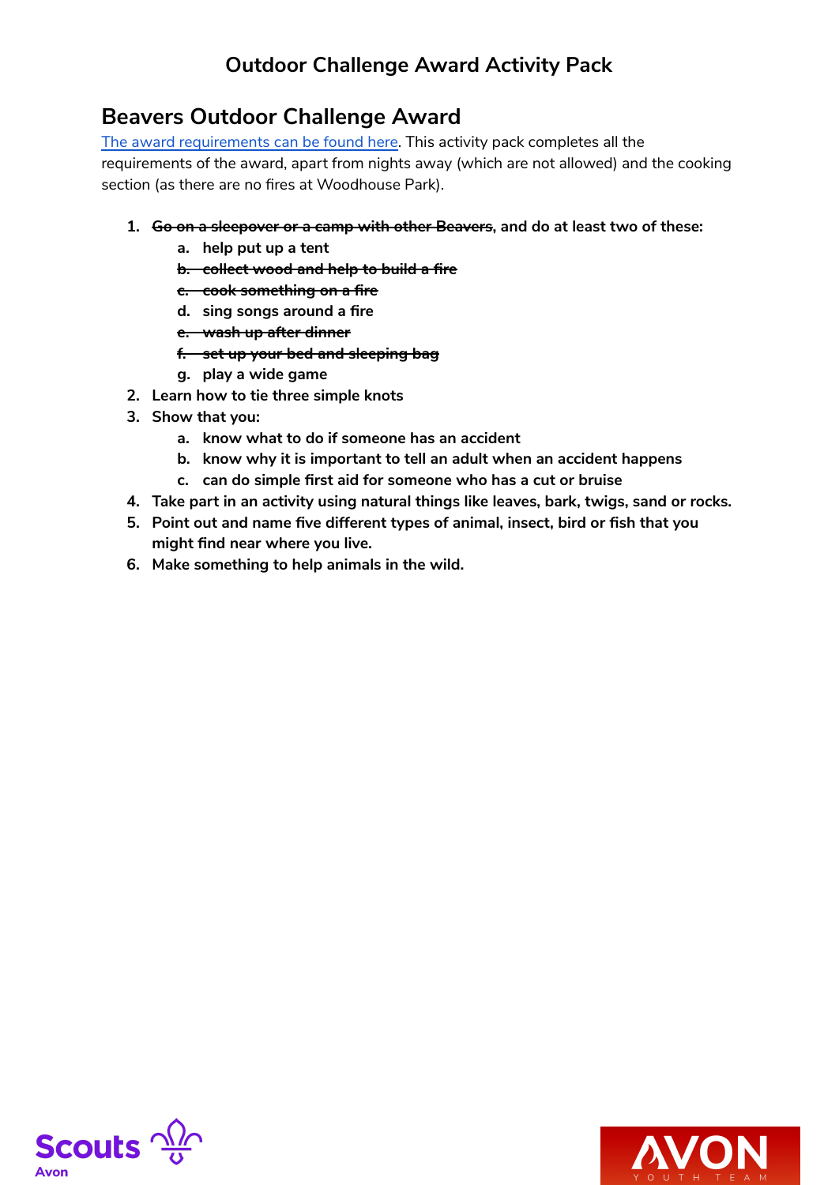## Outdoor Challenge Award Activity Pack

## Beavers Outdoor Challenge Award

[The award requirements can be found here](). This activity pack completes all the requirements of the award, apart from nights away (which are not allowed) and the cooking section (as there are no fires at Woodhouse Park).

1. **~~Go on a sleepover or a camp with other Beavers~~, and do at least two of these:**
   a. **help put up a tent**
   b. **~~collect wood and help to build a fire~~**
   c. **~~cook something on a fire~~**
   d. **sing songs around a fire**
   e. **~~wash up after dinner~~**
   f. **~~set up your bed and sleeping bag~~**
   g. **play a wide game**
2. **Learn how to tie three simple knots**
3. **Show that you:**
   a. **know what to do if someone has an accident**
   b. **know why it is important to tell an adult when an accident happens**
   c. **can do simple first aid for someone who has a cut or bruise**
4. **Take part in an activity using natural things like leaves, bark, twigs, sand or rocks.**
5. **Point out and name five different types of animal, insect, bird or fish that you might find near where you live.**
6. **Make something to help animals in the wild.**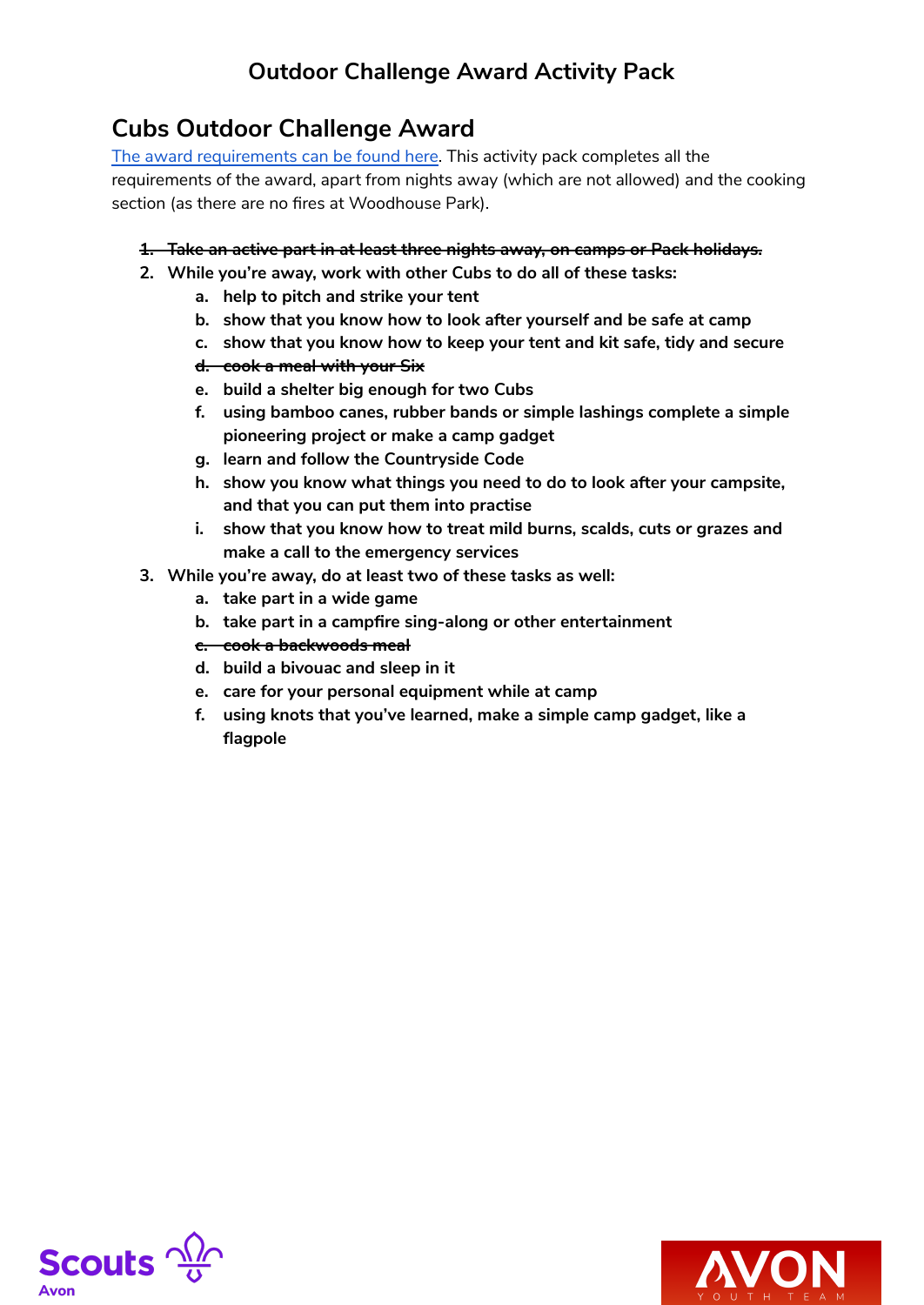# Outdoor Challenge Award Activity Pack

## Cubs Outdoor Challenge Award

The award requirements can be found here. This activity pack completes all the requirements of the award, apart from nights away (which are not allowed) and the cooking section (as there are no fires at Woodhouse Park).

1. ~~**Take an active part in at least three nights away, on camps or Pack holidays.**~~
2. **While you're away, work with other Cubs to do all of these tasks:**
   a. **help to pitch and strike your tent**
   b. **show that you know how to look after yourself and be safe at camp**
   c. **show that you know how to keep your tent and kit safe, tidy and secure**
   d. ~~**cook a meal with your Six**~~
   e. **build a shelter big enough for two Cubs**
   f. **using bamboo canes, rubber bands or simple lashings complete a simple pioneering project or make a camp gadget**
   g. **learn and follow the Countryside Code**
   h. **show you know what things you need to do to look after your campsite, and that you can put them into practise**
   i. **show that you know how to treat mild burns, scalds, cuts or grazes and make a call to the emergency services**
3. **While you're away, do at least two of these tasks as well:**
   a. **take part in a wide game**
   b. **take part in a campfire sing-along or other entertainment**
   c. ~~**cook a backwoods meal**~~
   d. **build a bivouac and sleep in it**
   e. **care for your personal equipment while at camp**
   f. **using knots that you've learned, make a simple camp gadget, like a flagpole**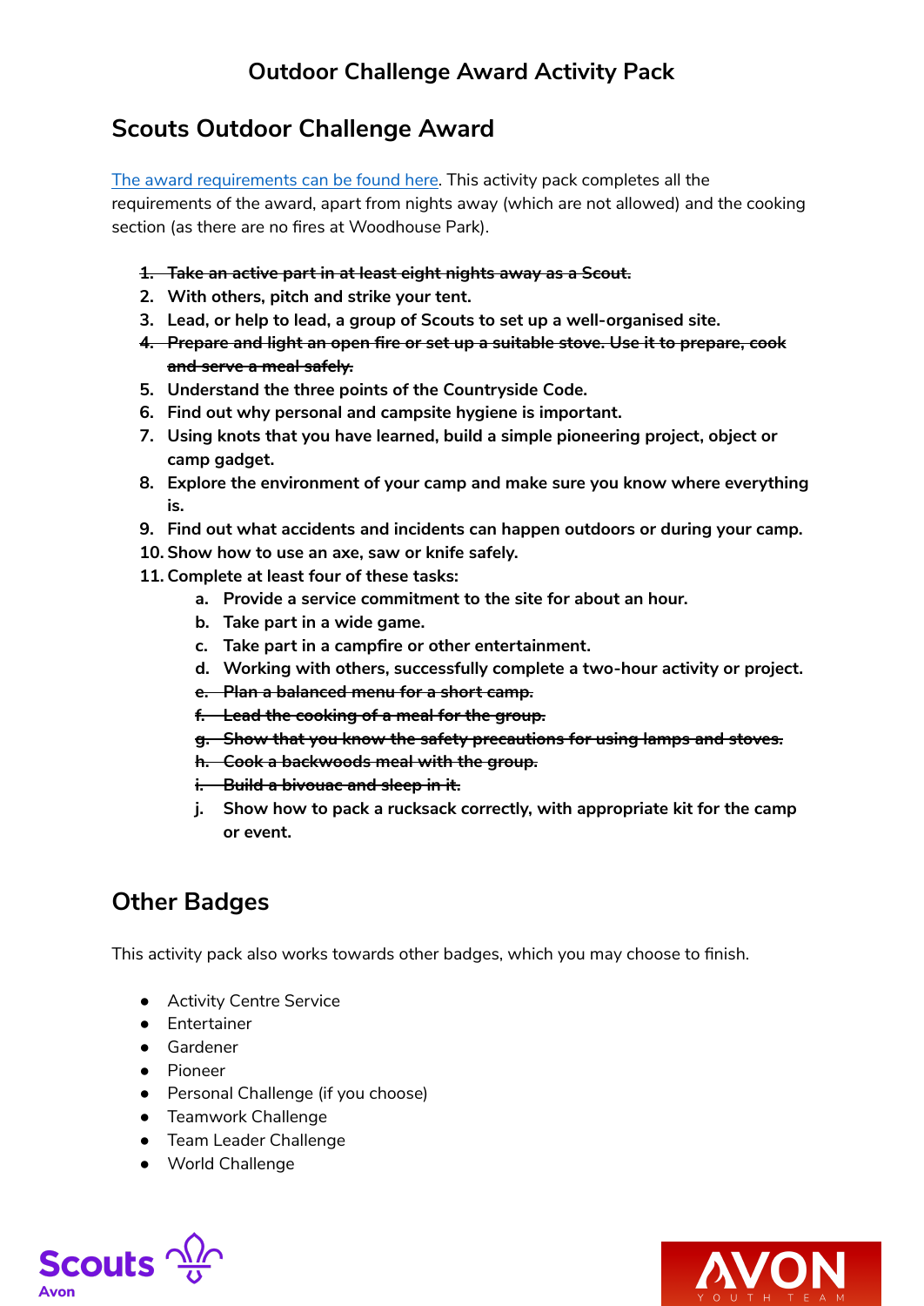# Outdoor Challenge Award Activity Pack

## Scouts Outdoor Challenge Award

The award requirements can be found here. This activity pack completes all the requirements of the award, apart from nights away (which are not allowed) and the cooking section (as there are no fires at Woodhouse Park).

1. ~~**Take an active part in at least eight nights away as a Scout.**~~
2. **With others, pitch and strike your tent.**
3. **Lead, or help to lead, a group of Scouts to set up a well-organised site.**
4. ~~**Prepare and light an open fire or set up a suitable stove. Use it to prepare, cook and serve a meal safely.**~~
5. **Understand the three points of the Countryside Code.**
6. **Find out why personal and campsite hygiene is important.**
7. **Using knots that you have learned, build a simple pioneering project, object or camp gadget.**
8. **Explore the environment of your camp and make sure you know where everything is.**
9. **Find out what accidents and incidents can happen outdoors or during your camp.**
10. **Show how to use an axe, saw or knife safely.**
11. **Complete at least four of these tasks:**
    a. **Provide a service commitment to the site for about an hour.**
    b. **Take part in a wide game.**
    c. **Take part in a campfire or other entertainment.**
    d. **Working with others, successfully complete a two-hour activity or project.**
    e. ~~**Plan a balanced menu for a short camp.**~~
    f. ~~**Lead the cooking of a meal for the group.**~~
    g. ~~**Show that you know the safety precautions for using lamps and stoves.**~~
    h. ~~**Cook a backwoods meal with the group.**~~
    i. ~~**Build a bivouac and sleep in it.**~~
    j. **Show how to pack a rucksack correctly, with appropriate kit for the camp or event.**

## Other Badges

This activity pack also works towards other badges, which you may choose to finish.

- Activity Centre Service
- Entertainer
- Gardener
- Pioneer
- Personal Challenge (if you choose)
- Teamwork Challenge
- Team Leader Challenge
- World Challenge